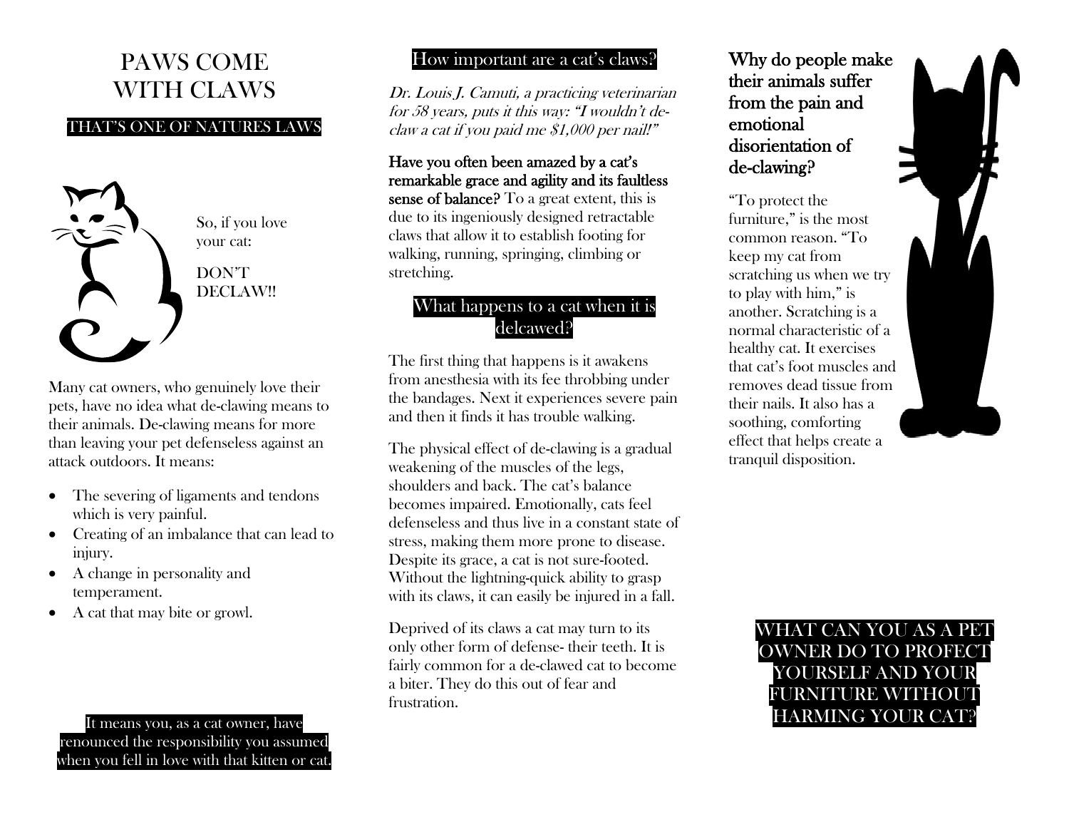# PAWS COME WITH CLAWS

## THAT'S ONE OF NATURES LAWS

So, if you love your cat:

DON'T DECLAW!!

Many cat owners, who genuinely love their pets, have no idea what de-clawing means to their animals. De-clawing means for more than leaving your pet defenseless against an attack outdoors. It means:

- The severing of ligaments and tendons which is very painful.
- Creating of an imbalance that can lead to injury.
- A change in personality and temperament.
- A cat that may bite or growl.

It means you, as a cat owner, have renounced the responsibility you assumed when you fell in love with that kitten or cat.

## How important are a cat's claws?

*Dr. Louis J. Camuti, a practicing veterinarian for 58 years, puts it this way: "I wouldn't de-claw a cat if you paid me $1,000 per nail!"*

**Have you often been amazed by a cat's remarkable grace and agility and its faultless sense of balance?** To a great extent, this is due to its ingeniously designed retractable claws that allow it to establish footing for walking, running, springing, climbing or stretching.

## What happens to a cat when it is delcawed?

The first thing that happens is it awakens from anesthesia with its fee throbbing under the bandages. Next it experiences severe pain and then it finds it has trouble walking.

The physical effect of de-clawing is a gradual weakening of the muscles of the legs, shoulders and back. The cat's balance becomes impaired. Emotionally, cats feel defenseless and thus live in a constant state of stress, making them more prone to disease. Despite its grace, a cat is not sure-footed. Without the lightning-quick ability to grasp with its claws, it can easily be injured in a fall.

Deprived of its claws a cat may turn to its only other form of defense- their teeth. It is fairly common for a de-clawed cat to become a biter. They do this out of fear and frustration.

## Why do people make their animals suffer from the pain and emotional disorientation of de-clawing?

"To protect the furniture," is the most common reason. "To keep my cat from scratching us when we try to play with him," is another. Scratching is a normal characteristic of a healthy cat. It exercises that cat's foot muscles and removes dead tissue from their nails. It also has a soothing, comforting effect that helps create a tranquil disposition.

## WHAT CAN YOU AS A PET OWNER DO TO PROFECT YOURSELF AND YOUR FURNITURE WITHOUT HARMING YOUR CAT?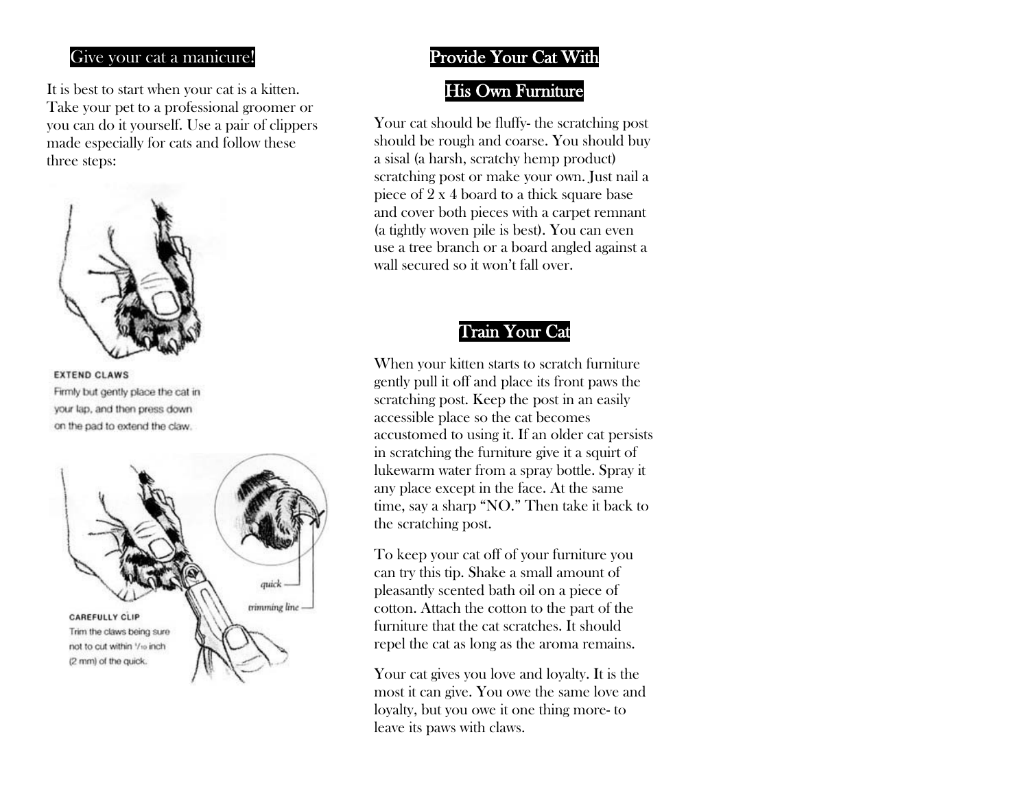## Give your cat a manicure!

It is best to start when your cat is a kitten. Take your pet to a professional groomer or you can do it yourself. Use a pair of clippers made especially for cats and follow these three steps:

**EXTEND CLAWS**

Firmly but gently place the cat in your lap, and then press down on the pad to extend the claw.

quick

trimming line

**CAREFULLY CLIP**

Trim the claws being sure not to cut within 1/10 inch (2 mm) of the quick.

## Provide Your Cat With His Own Furniture

Your cat should be fluffy- the scratching post should be rough and coarse. You should buy a sisal (a harsh, scratchy hemp product) scratching post or make your own. Just nail a piece of 2 x 4 board to a thick square base and cover both pieces with a carpet remnant (a tightly woven pile is best). You can even use a tree branch or a board angled against a wall secured so it won't fall over.

## Train Your Cat

When your kitten starts to scratch furniture gently pull it off and place its front paws the scratching post. Keep the post in an easily accessible place so the cat becomes accustomed to using it. If an older cat persists in scratching the furniture give it a squirt of lukewarm water from a spray bottle. Spray it any place except in the face. At the same time, say a sharp "NO." Then take it back to the scratching post.

To keep your cat off of your furniture you can try this tip. Shake a small amount of pleasantly scented bath oil on a piece of cotton. Attach the cotton to the part of the furniture that the cat scratches. It should repel the cat as long as the aroma remains.

Your cat gives you love and loyalty. It is the most it can give. You owe the same love and loyalty, but you owe it one thing more- to leave its paws with claws.